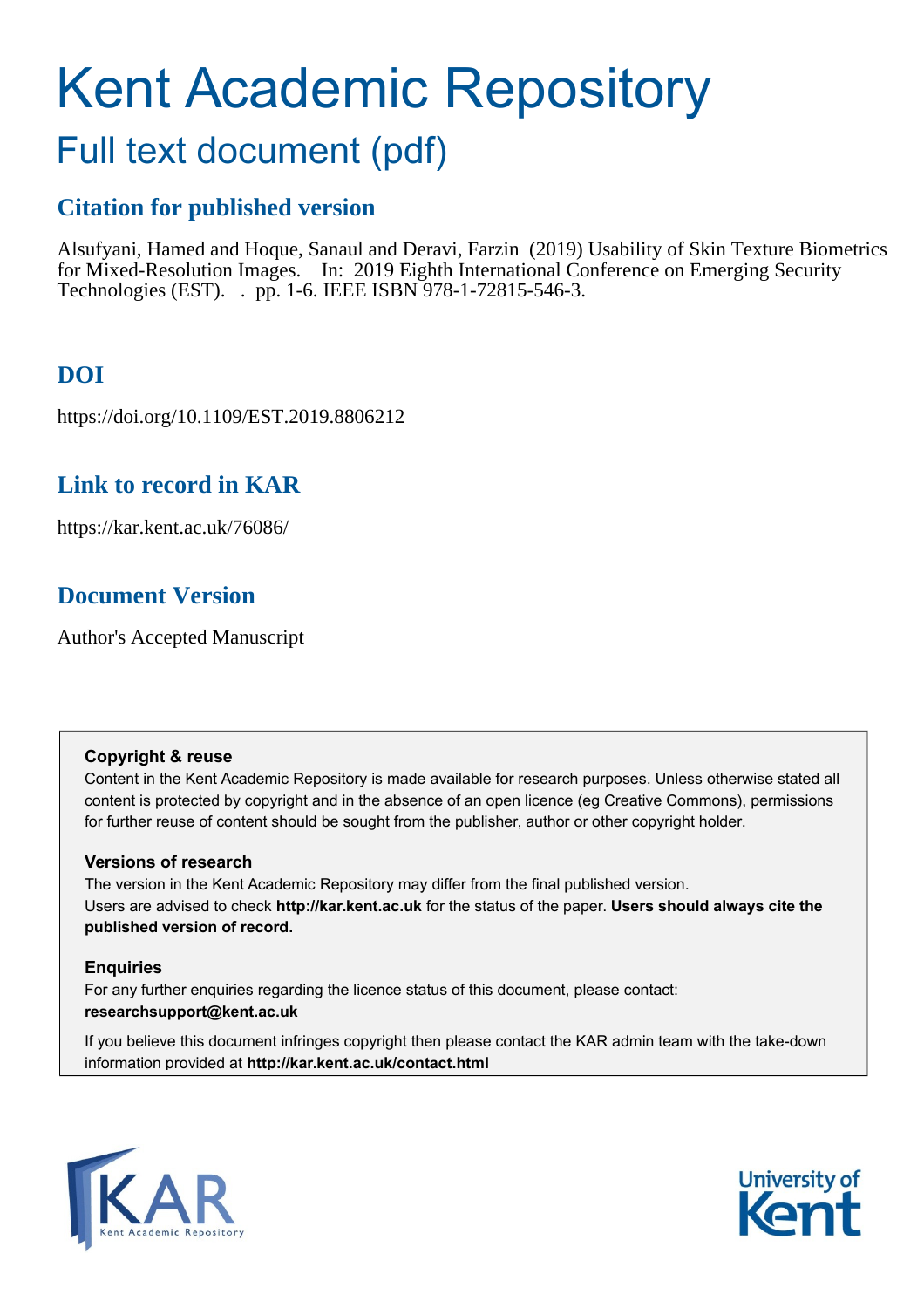# Kent Academic Repository

## Full text document (pdf)

### Citation for published version

Alsufyani, Hamed and Hoque, Sanaul and Deravi, Farzin (2019) Usability of Skin Texture Biometrics for Mixed-Resolution Images. In: 2019 Eighth International Conference on Emerging Security Technologies (EST). . pp. 1-6. IEEE ISBN 978-1-72815-546-3.

### DOI

https://doi.org/10.1109/EST.2019.8806212

### Link to record in KAR

https://kar.kent.ac.uk/76086/

### Document Version

Author's Accepted Manuscript

**Copyright & reuse**

Content in the Kent Academic Repository is made available for research purposes. Unless otherwise stated all content is protected by copyright and in the absence of an open licence (eg Creative Commons), permissions for further reuse of content should be sought from the publisher, author or other copyright holder.

**Versions of research**

The version in the Kent Academic Repository may differ from the final published version. Users are advised to check **http://kar.kent.ac.uk** for the status of the paper. **Users should always cite the published version of record.**

**Enquiries**

For any further enquiries regarding the licence status of this document, please contact: **researchsupport@kent.ac.uk**

If you believe this document infringes copyright then please contact the KAR admin team with the take-down information provided at **http://kar.kent.ac.uk/contact.html**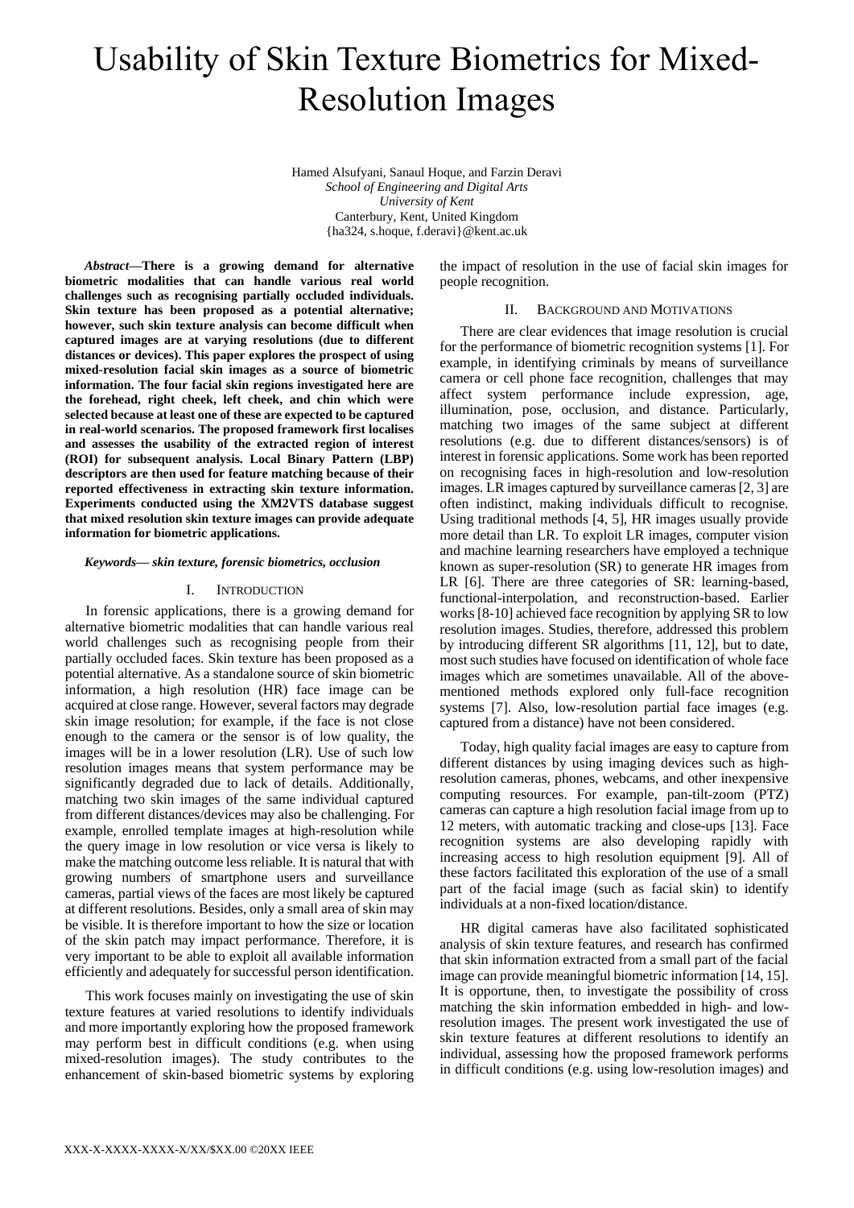# Usability of Skin Texture Biometrics for Mixed-Resolution Images

Hamed Alsufyani, Sanaul Hoque, and Farzin Deravi
*School of Engineering and Digital Arts*
*University of Kent*
Canterbury, Kent, United Kingdom
{ha324, s.hoque, f.deravi}@kent.ac.uk

***Abstract*—There is a growing demand for alternative biometric modalities that can handle various real world challenges such as recognising partially occluded individuals. Skin texture has been proposed as a potential alternative; however, such skin texture analysis can become difficult when captured images are at varying resolutions (due to different distances or devices). This paper explores the prospect of using mixed-resolution facial skin images as a source of biometric information. The four facial skin regions investigated here are the forehead, right cheek, left cheek, and chin which were selected because at least one of these are expected to be captured in real-world scenarios. The proposed framework first localises and assesses the usability of the extracted region of interest (ROI) for subsequent analysis. Local Binary Pattern (LBP) descriptors are then used for feature matching because of their reported effectiveness in extracting skin texture information. Experiments conducted using the XM2VTS database suggest that mixed resolution skin texture images can provide adequate information for biometric applications.**

***Keywords— skin texture, forensic biometrics, occlusion***

## I. Introduction

In forensic applications, there is a growing demand for alternative biometric modalities that can handle various real world challenges such as recognising people from their partially occluded faces. Skin texture has been proposed as a potential alternative. As a standalone source of skin biometric information, a high resolution (HR) face image can be acquired at close range. However, several factors may degrade skin image resolution; for example, if the face is not close enough to the camera or the sensor is of low quality, the images will be in a lower resolution (LR). Use of such low resolution images means that system performance may be significantly degraded due to lack of details. Additionally, matching two skin images of the same individual captured from different distances/devices may also be challenging. For example, enrolled template images at high-resolution while the query image in low resolution or vice versa is likely to make the matching outcome less reliable. It is natural that with growing numbers of smartphone users and surveillance cameras, partial views of the faces are most likely be captured at different resolutions. Besides, only a small area of skin may be visible. It is therefore important to how the size or location of the skin patch may impact performance. Therefore, it is very important to be able to exploit all available information efficiently and adequately for successful person identification.

This work focuses mainly on investigating the use of skin texture features at varied resolutions to identify individuals and more importantly exploring how the proposed framework may perform best in difficult conditions (e.g. when using mixed-resolution images). The study contributes to the enhancement of skin-based biometric systems by exploring the impact of resolution in the use of facial skin images for people recognition.

## II. Background and Motivations

There are clear evidences that image resolution is crucial for the performance of biometric recognition systems [1]. For example, in identifying criminals by means of surveillance camera or cell phone face recognition, challenges that may affect system performance include expression, age, illumination, pose, occlusion, and distance. Particularly, matching two images of the same subject at different resolutions (e.g. due to different distances/sensors) is of interest in forensic applications. Some work has been reported on recognising faces in high-resolution and low-resolution images. LR images captured by surveillance cameras [2, 3] are often indistinct, making individuals difficult to recognise. Using traditional methods [4, 5], HR images usually provide more detail than LR. To exploit LR images, computer vision and machine learning researchers have employed a technique known as super-resolution (SR) to generate HR images from LR [6]. There are three categories of SR: learning-based, functional-interpolation, and reconstruction-based. Earlier works [8-10] achieved face recognition by applying SR to low resolution images. Studies, therefore, addressed this problem by introducing different SR algorithms [11, 12], but to date, most such studies have focused on identification of whole face images which are sometimes unavailable. All of the above-mentioned methods explored only full-face recognition systems [7]. Also, low-resolution partial face images (e.g. captured from a distance) have not been considered.

Today, high quality facial images are easy to capture from different distances by using imaging devices such as high-resolution cameras, phones, webcams, and other inexpensive computing resources. For example, pan-tilt-zoom (PTZ) cameras can capture a high resolution facial image from up to 12 meters, with automatic tracking and close-ups [13]. Face recognition systems are also developing rapidly with increasing access to high resolution equipment [9]. All of these factors facilitated this exploration of the use of a small part of the facial image (such as facial skin) to identify individuals at a non-fixed location/distance.

HR digital cameras have also facilitated sophisticated analysis of skin texture features, and research has confirmed that skin information extracted from a small part of the facial image can provide meaningful biometric information [14, 15]. It is opportune, then, to investigate the possibility of cross matching the skin information embedded in high- and low-resolution images. The present work investigated the use of skin texture features at different resolutions to identify an individual, assessing how the proposed framework performs in difficult conditions (e.g. using low-resolution images) and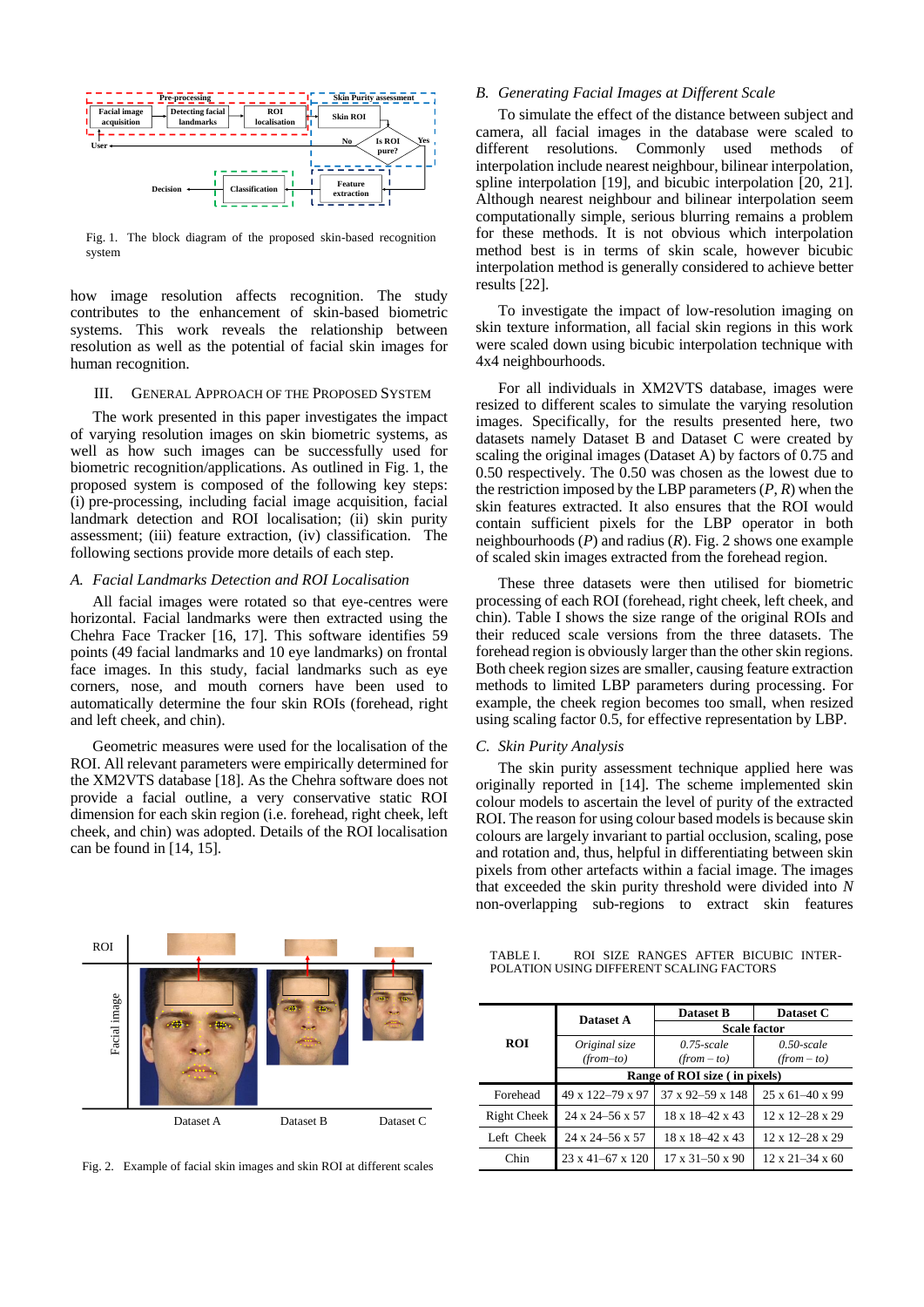Fig. 1. The block diagram of the proposed skin-based recognition system

how image resolution affects recognition. The study contributes to the enhancement of skin-based biometric systems. This work reveals the relationship between resolution as well as the potential of facial skin images for human recognition.

## III. General Approach of the Proposed System

The work presented in this paper investigates the impact of varying resolution images on skin biometric systems, as well as how such images can be successfully used for biometric recognition/applications. As outlined in Fig. 1, the proposed system is composed of the following key steps: (i) pre-processing, including facial image acquisition, facial landmark detection and ROI localisation; (ii) skin purity assessment; (iii) feature extraction, (iv) classification. The following sections provide more details of each step.

### A. Facial Landmarks Detection and ROI Localisation

All facial images were rotated so that eye-centres were horizontal. Facial landmarks were then extracted using the Chehra Face Tracker [16, 17]. This software identifies 59 points (49 facial landmarks and 10 eye landmarks) on frontal face images. In this study, facial landmarks such as eye corners, nose, and mouth corners have been used to automatically determine the four skin ROIs (forehead, right and left cheek, and chin).

Geometric measures were used for the localisation of the ROI. All relevant parameters were empirically determined for the XM2VTS database [18]. As the Chehra software does not provide a facial outline, a very conservative static ROI dimension for each skin region (i.e. forehead, right cheek, left cheek, and chin) was adopted. Details of the ROI localisation can be found in [14, 15].

### B. Generating Facial Images at Different Scale

To simulate the effect of the distance between subject and camera, all facial images in the database were scaled to different resolutions. Commonly used methods of interpolation include nearest neighbour, bilinear interpolation, spline interpolation [19], and bicubic interpolation [20, 21]. Although nearest neighbour and bilinear interpolation seem computationally simple, serious blurring remains a problem for these methods. It is not obvious which interpolation method best is in terms of skin scale, however bicubic interpolation method is generally considered to achieve better results [22].

To investigate the impact of low-resolution imaging on skin texture information, all facial skin regions in this work were scaled down using bicubic interpolation technique with 4x4 neighbourhoods.

For all individuals in XM2VTS database, images were resized to different scales to simulate the varying resolution images. Specifically, for the results presented here, two datasets namely Dataset B and Dataset C were created by scaling the original images (Dataset A) by factors of 0.75 and 0.50 respectively. The 0.50 was chosen as the lowest due to the restriction imposed by the LBP parameters ($P$, $R$) when the skin features extracted. It also ensures that the ROI would contain sufficient pixels for the LBP operator in both neighbourhoods ($P$) and radius ($R$). Fig. 2 shows one example of scaled skin images extracted from the forehead region.

These three datasets were then utilised for biometric processing of each ROI (forehead, right cheek, left cheek, and chin). Table I shows the size range of the original ROIs and their reduced scale versions from the three datasets. The forehead region is obviously larger than the other skin regions. Both cheek region sizes are smaller, causing feature extraction methods to limited LBP parameters during processing. For example, the cheek region becomes too small, when resized using scaling factor 0.5, for effective representation by LBP.

### C. Skin Purity Analysis

The skin purity assessment technique applied here was originally reported in [14]. The scheme implemented skin colour models to ascertain the level of purity of the extracted ROI. The reason for using colour based models is because skin colours are largely invariant to partial occlusion, scaling, pose and rotation and, thus, helpful in differentiating between skin pixels from other artefacts within a facial image. The images that exceeded the skin purity threshold were divided into $N$ non-overlapping sub-regions to extract skin features

Fig. 2. Example of facial skin images and skin ROI at different scales

TABLE I. ROI SIZE RANGES AFTER BICUBIC INTERPOLATION USING DIFFERENT SCALING FACTORS

| ROI | Dataset A | Dataset B | Dataset C |
|---|---|---|---|
| | | Scale factor | |
| | *Original size (from–to)* | *0.75-scale (from – to)* | *0.50-scale (from – to)* |
| | Range of ROI size ( in pixels) | | |
| Forehead | 49 x 122–79 x 97 | 37 x 92–59 x 148 | 25 x 61–40 x 99 |
| Right Cheek | 24 x 24–56 x 57 | 18 x 18–42 x 43 | 12 x 12–28 x 29 |
| Left Cheek | 24 x 24–56 x 57 | 18 x 18–42 x 43 | 12 x 12–28 x 29 |
| Chin | 23 x 41–67 x 120 | 17 x 31–50 x 90 | 12 x 21–34 x 60 |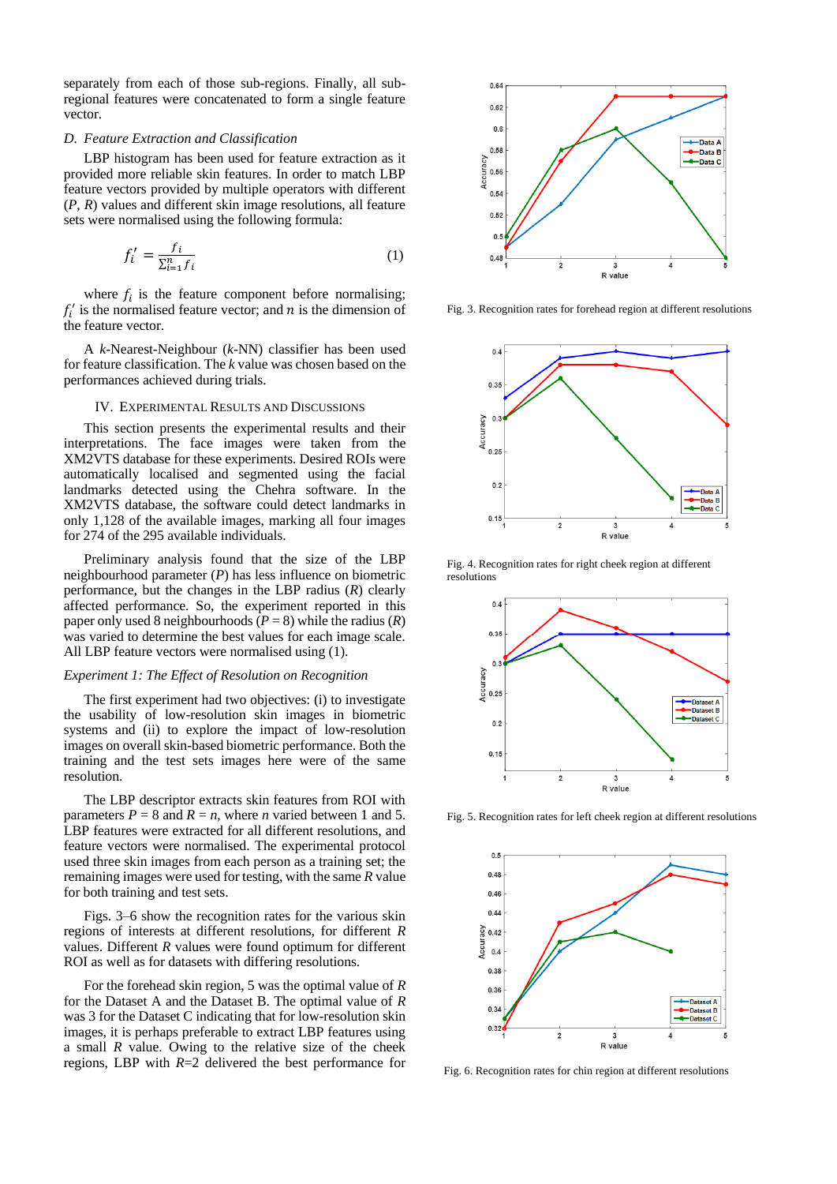separately from each of those sub-regions. Finally, all sub-regional features were concatenated to form a single feature vector.

### *D. Feature Extraction and Classification*

LBP histogram has been used for feature extraction as it provided more reliable skin features. In order to match LBP feature vectors provided by multiple operators with different ($P$, $R$) values and different skin image resolutions, all feature sets were normalised using the following formula:

$$f_i' = \frac{f_i}{\sum_{i=1}^{n} f_i} \tag{1}$$

where $f_i$ is the feature component before normalising; $f_i'$ is the normalised feature vector; and $n$ is the dimension of the feature vector.

A $k$-Nearest-Neighbour ($k$-NN) classifier has been used for feature classification. The $k$ value was chosen based on the performances achieved during trials.

## IV. Experimental Results and Discussions

This section presents the experimental results and their interpretations. The face images were taken from the XM2VTS database for these experiments. Desired ROIs were automatically localised and segmented using the facial landmarks detected using the Chehra software. In the XM2VTS database, the software could detect landmarks in only 1,128 of the available images, marking all four images for 274 of the 295 available individuals.

Preliminary analysis found that the size of the LBP neighbourhood parameter ($P$) has less influence on biometric performance, but the changes in the LBP radius ($R$) clearly affected performance. So, the experiment reported in this paper only used 8 neighbourhoods ($P = 8$) while the radius ($R$) was varied to determine the best values for each image scale. All LBP feature vectors were normalised using (1).

*Experiment 1: The Effect of Resolution on Recognition*

The first experiment had two objectives: (i) to investigate the usability of low-resolution skin images in biometric systems and (ii) to explore the impact of low-resolution images on overall skin-based biometric performance. Both the training and the test sets images here were of the same resolution.

The LBP descriptor extracts skin features from ROI with parameters $P = 8$ and $R = n$, where $n$ varied between 1 and 5. LBP features were extracted for all different resolutions, and feature vectors were normalised. The experimental protocol used three skin images from each person as a training set; the remaining images were used for testing, with the same $R$ value for both training and test sets.

Figs. 3–6 show the recognition rates for the various skin regions of interests at different resolutions, for different $R$ values. Different $R$ values were found optimum for different ROI as well as for datasets with differing resolutions.

For the forehead skin region, 5 was the optimal value of $R$ for the Dataset A and the Dataset B. The optimal value of $R$ was 3 for the Dataset C indicating that for low-resolution skin images, it is perhaps preferable to extract LBP features using a small $R$ value. Owing to the relative size of the cheek regions, LBP with $R$=2 delivered the best performance for

Fig. 3. Recognition rates for forehead region at different resolutions

Fig. 4. Recognition rates for right cheek region at different resolutions

Fig. 5. Recognition rates for left cheek region at different resolutions

Fig. 6. Recognition rates for chin region at different resolutions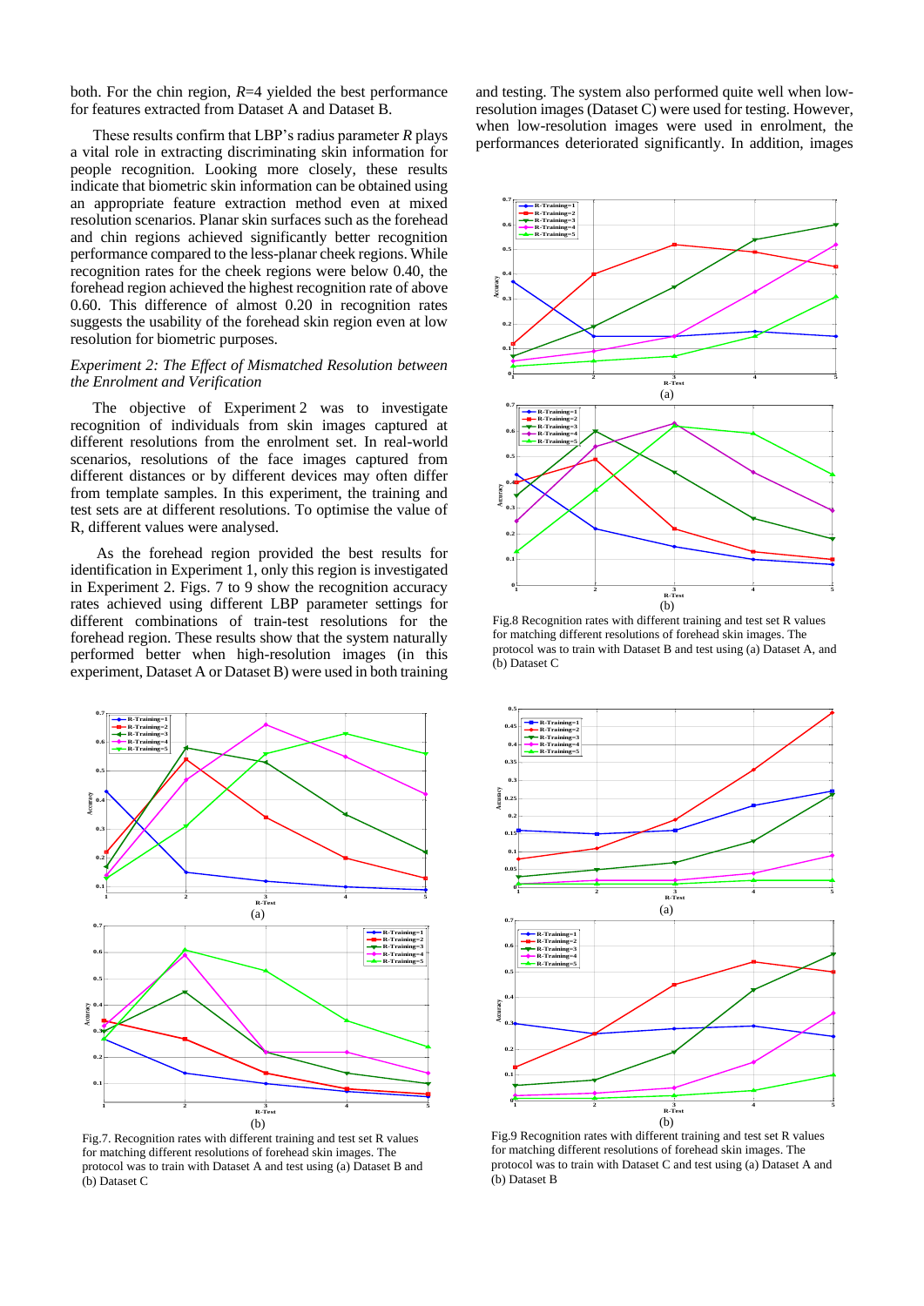both. For the chin region, *R*=4 yielded the best performance for features extracted from Dataset A and Dataset B.

These results confirm that LBP's radius parameter *R* plays a vital role in extracting discriminating skin information for people recognition. Looking more closely, these results indicate that biometric skin information can be obtained using an appropriate feature extraction method even at mixed resolution scenarios. Planar skin surfaces such as the forehead and chin regions achieved significantly better recognition performance compared to the less-planar cheek regions. While recognition rates for the cheek regions were below 0.40, the forehead region achieved the highest recognition rate of above 0.60. This difference of almost 0.20 in recognition rates suggests the usability of the forehead skin region even at low resolution for biometric purposes.

*Experiment 2: The Effect of Mismatched Resolution between the Enrolment and Verification*

The objective of Experiment 2 was to investigate recognition of individuals from skin images captured at different resolutions from the enrolment set. In real-world scenarios, resolutions of the face images captured from different distances or by different devices may often differ from template samples. In this experiment, the training and test sets are at different resolutions. To optimise the value of R, different values were analysed.

As the forehead region provided the best results for identification in Experiment 1, only this region is investigated in Experiment 2. Figs. 7 to 9 show the recognition accuracy rates achieved using different LBP parameter settings for different combinations of train-test resolutions for the forehead region. These results show that the system naturally performed better when high-resolution images (in this experiment, Dataset A or Dataset B) were used in both training and testing. The system also performed quite well when low-resolution images (Dataset C) were used for testing. However, when low-resolution images were used in enrolment, the performances deteriorated significantly. In addition, images

Fig.7. Recognition rates with different training and test set R values for matching different resolutions of forehead skin images. The protocol was to train with Dataset A and test using (a) Dataset B and (b) Dataset C

Fig.8 Recognition rates with different training and test set R values for matching different resolutions of forehead skin images. The protocol was to train with Dataset B and test using (a) Dataset A, and (b) Dataset C

Fig.9 Recognition rates with different training and test set R values for matching different resolutions of forehead skin images. The protocol was to train with Dataset C and test using (a) Dataset A and (b) Dataset B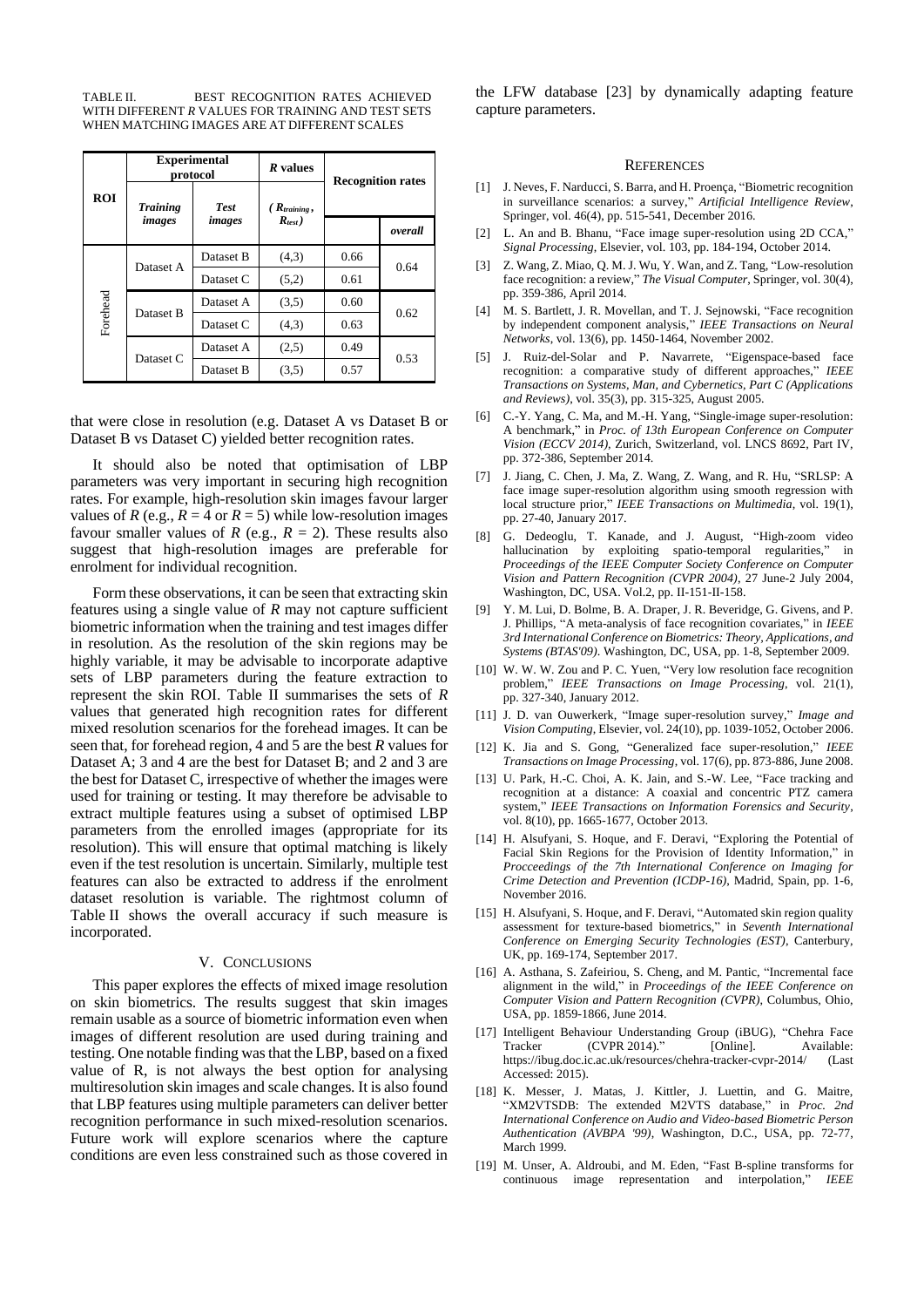TABLE II. BEST RECOGNITION RATES ACHIEVED WITH DIFFERENT *R* VALUES FOR TRAINING AND TEST SETS WHEN MATCHING IMAGES ARE AT DIFFERENT SCALES

| ROI | Experimental protocol | | *R* values | Recognition rates | |
|---|---|---|---|---|---|
| | *Training images* | *Test images* | $(R_{training}, R_{test})$ | | *overall* |
| Forehead | Dataset A | Dataset B | (4,3) | 0.66 | 0.64 |
| | | Dataset C | (5,2) | 0.61 | |
| | Dataset B | Dataset A | (3,5) | 0.60 | 0.62 |
| | | Dataset C | (4,3) | 0.63 | |
| | Dataset C | Dataset A | (2,5) | 0.49 | 0.53 |
| | | Dataset B | (3,5) | 0.57 | |

that were close in resolution (e.g. Dataset A vs Dataset B or Dataset B vs Dataset C) yielded better recognition rates.

It should also be noted that optimisation of LBP parameters was very important in securing high recognition rates. For example, high-resolution skin images favour larger values of $R$ (e.g., $R = 4$ or $R = 5$) while low-resolution images favour smaller values of $R$ (e.g., $R = 2$). These results also suggest that high-resolution images are preferable for enrolment for individual recognition.

Form these observations, it can be seen that extracting skin features using a single value of $R$ may not capture sufficient biometric information when the training and test images differ in resolution. As the resolution of the skin regions may be highly variable, it may be advisable to incorporate adaptive sets of LBP parameters during the feature extraction to represent the skin ROI. Table II summarises the sets of $R$ values that generated high recognition rates for different mixed resolution scenarios for the forehead images. It can be seen that, for forehead region, 4 and 5 are the best $R$ values for Dataset A; 3 and 4 are the best for Dataset B; and 2 and 3 are the best for Dataset C, irrespective of whether the images were used for training or testing. It may therefore be advisable to extract multiple features using a subset of optimised LBP parameters from the enrolled images (appropriate for its resolution). This will ensure that optimal matching is likely even if the test resolution is uncertain. Similarly, multiple test features can also be extracted to address if the enrolment dataset resolution is variable. The rightmost column of Table II shows the overall accuracy if such measure is incorporated.

## V. CONCLUSIONS

This paper explores the effects of mixed image resolution on skin biometrics. The results suggest that skin images remain usable as a source of biometric information even when images of different resolution are used during training and testing. One notable finding was that the LBP, based on a fixed value of R, is not always the best option for analysing multiresolution skin images and scale changes. It is also found that LBP features using multiple parameters can deliver better recognition performance in such mixed-resolution scenarios. Future work will explore scenarios where the capture conditions are even less constrained such as those covered in the LFW database [23] by dynamically adapting feature capture parameters.

## REFERENCES

[1] J. Neves, F. Narducci, S. Barra, and H. Proença, "Biometric recognition in surveillance scenarios: a survey," *Artificial Intelligence Review*, Springer, vol. 46(4), pp. 515-541, December 2016.

[2] L. An and B. Bhanu, "Face image super-resolution using 2D CCA," *Signal Processing*, Elsevier, vol. 103, pp. 184-194, October 2014.

[3] Z. Wang, Z. Miao, Q. M. J. Wu, Y. Wan, and Z. Tang, "Low-resolution face recognition: a review," *The Visual Computer*, Springer, vol. 30(4), pp. 359-386, April 2014.

[4] M. S. Bartlett, J. R. Movellan, and T. J. Sejnowski, "Face recognition by independent component analysis," *IEEE Transactions on Neural Networks*, vol. 13(6), pp. 1450-1464, November 2002.

[5] J. Ruiz-del-Solar and P. Navarrete, "Eigenspace-based face recognition: a comparative study of different approaches," *IEEE Transactions on Systems, Man, and Cybernetics, Part C (Applications and Reviews)*, vol. 35(3), pp. 315-325, August 2005.

[6] C.-Y. Yang, C. Ma, and M.-H. Yang, "Single-image super-resolution: A benchmark," in *Proc. of 13th European Conference on Computer Vision (ECCV 2014)*, Zurich, Switzerland, vol. LNCS 8692, Part IV, pp. 372-386, September 2014.

[7] J. Jiang, C. Chen, J. Ma, Z. Wang, Z. Wang, and R. Hu, "SRLSP: A face image super-resolution algorithm using smooth regression with local structure prior," *IEEE Transactions on Multimedia*, vol. 19(1), pp. 27-40, January 2017.

[8] G. Dedeoglu, T. Kanade, and J. August, "High-zoom video hallucination by exploiting spatio-temporal regularities," in *Proceedings of the IEEE Computer Society Conference on Computer Vision and Pattern Recognition (CVPR 2004)*, 27 June-2 July 2004, Washington, DC, USA. Vol.2, pp. II-151-II-158.

[9] Y. M. Lui, D. Bolme, B. A. Draper, J. R. Beveridge, G. Givens, and P. J. Phillips, "A meta-analysis of face recognition covariates," in *IEEE 3rd International Conference on Biometrics: Theory, Applications, and Systems (BTAS'09)*. Washington, DC, USA, pp. 1-8, September 2009.

[10] W. W. W. Zou and P. C. Yuen, "Very low resolution face recognition problem," *IEEE Transactions on Image Processing*, vol. 21(1), pp. 327-340, January 2012.

[11] J. D. van Ouwerkerk, "Image super-resolution survey," *Image and Vision Computing*, Elsevier, vol. 24(10), pp. 1039-1052, October 2006.

[12] K. Jia and S. Gong, "Generalized face super-resolution," *IEEE Transactions on Image Processing*, vol. 17(6), pp. 873-886, June 2008.

[13] U. Park, H.-C. Choi, A. K. Jain, and S.-W. Lee, "Face tracking and recognition at a distance: A coaxial and concentric PTZ camera system," *IEEE Transactions on Information Forensics and Security*, vol. 8(10), pp. 1665-1677, October 2013.

[14] H. Alsufyani, S. Hoque, and F. Deravi, "Exploring the Potential of Facial Skin Regions for the Provision of Identity Information," in *Procceedings of the 7th International Conference on Imaging for Crime Detection and Prevention (ICDP-16)*, Madrid, Spain, pp. 1-6, November 2016.

[15] H. Alsufyani, S. Hoque, and F. Deravi, "Automated skin region quality assessment for texture-based biometrics," in *Seventh International Conference on Emerging Security Technologies (EST)*, Canterbury, UK, pp. 169-174, September 2017.

[16] A. Asthana, S. Zafeiriou, S. Cheng, and M. Pantic, "Incremental face alignment in the wild," in *Proceedings of the IEEE Conference on Computer Vision and Pattern Recognition (CVPR)*, Columbus, Ohio, USA, pp. 1859-1866, June 2014.

[17] Intelligent Behaviour Understanding Group (iBUG), "Chehra Face Tracker (CVPR 2014)." [Online]. Available: https://ibug.doc.ic.ac.uk/resources/chehra-tracker-cvpr-2014/ (Last Accessed: 2015).

[18] K. Messer, J. Matas, J. Kittler, J. Luettin, and G. Maitre, "XM2VTSDB: The extended M2VTS database," in *Proc. 2nd International Conference on Audio and Video-based Biometric Person Authentication (AVBPA '99)*, Washington, D.C., USA, pp. 72-77, March 1999.

[19] M. Unser, A. Aldroubi, and M. Eden, "Fast B-spline transforms for continuous image representation and interpolation," *IEEE*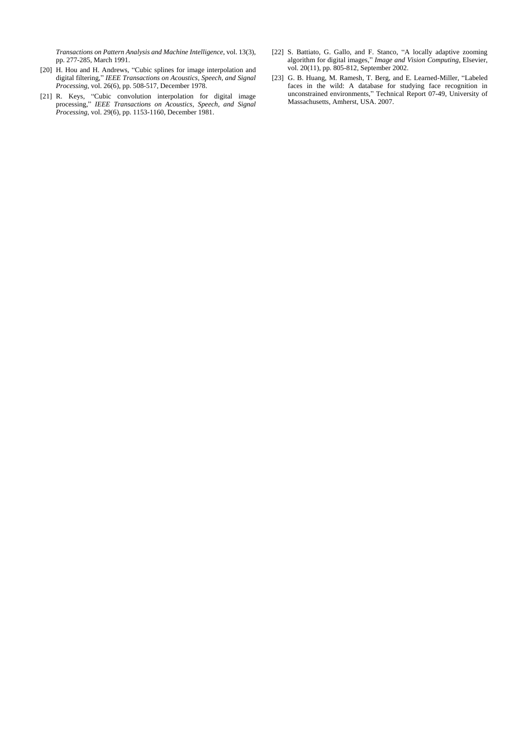*Transactions on Pattern Analysis and Machine Intelligence*, vol. 13(3), pp. 277-285, March 1991.

[20] H. Hou and H. Andrews, "Cubic splines for image interpolation and digital filtering," *IEEE Transactions on Acoustics, Speech, and Signal Processing*, vol. 26(6), pp. 508-517, December 1978.

[21] R. Keys, "Cubic convolution interpolation for digital image processing," *IEEE Transactions on Acoustics, Speech, and Signal Processing*, vol. 29(6), pp. 1153-1160, December 1981.

[22] S. Battiato, G. Gallo, and F. Stanco, "A locally adaptive zooming algorithm for digital images," *Image and Vision Computing*, Elsevier, vol. 20(11), pp. 805-812, September 2002.

[23] G. B. Huang, M. Ramesh, T. Berg, and E. Learned-Miller, "Labeled faces in the wild: A database for studying face recognition in unconstrained environments," Technical Report 07-49, University of Massachusetts, Amherst, USA. 2007.